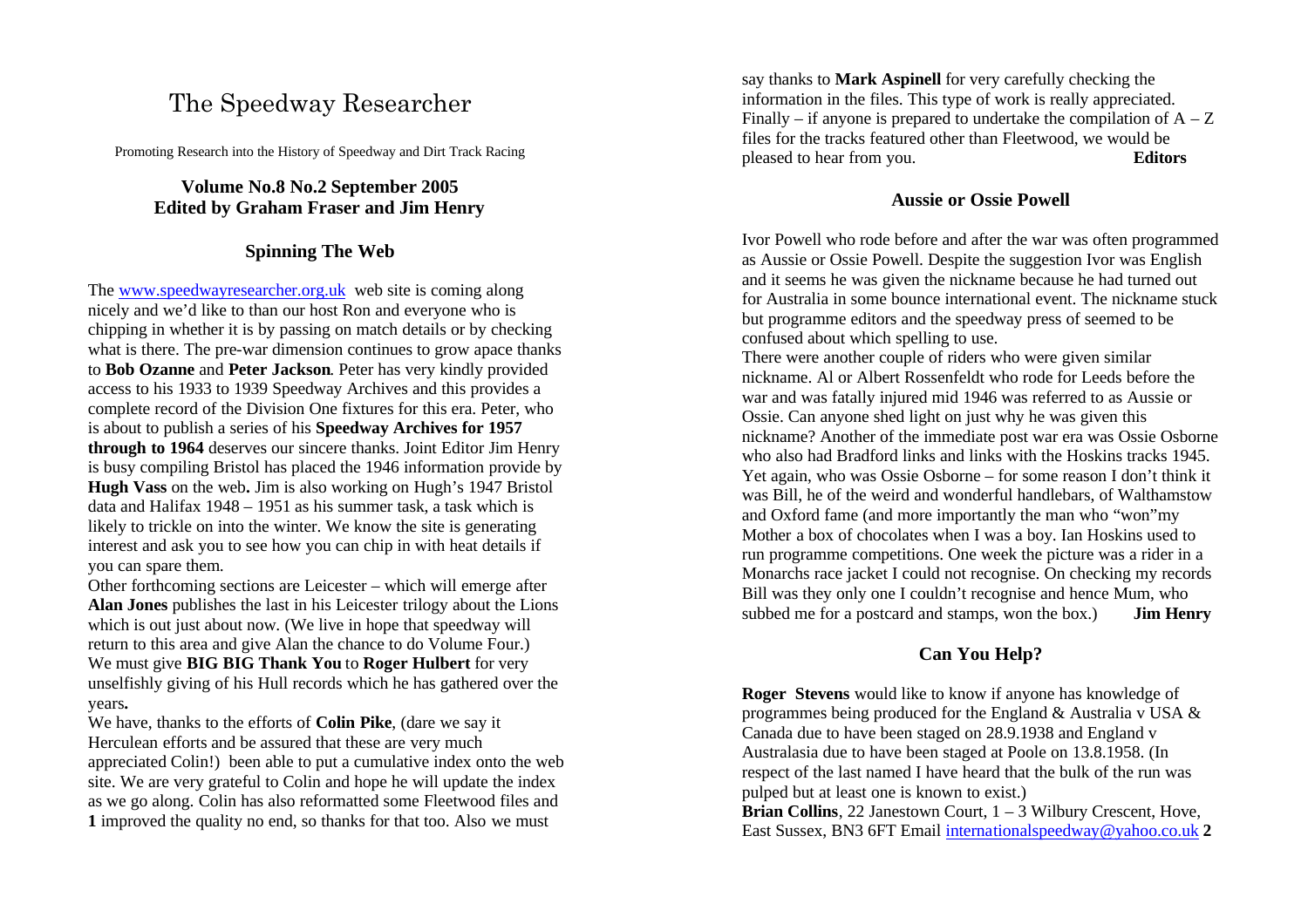# The Speedway Researcher

Promoting Research into the History of Speedway and Dirt Track Racing

**Volume No.8 No.2 September 2005**
**Edited by Graham Fraser and Jim Henry**

## Spinning The Web

The www.speedwayresearcher.org.uk web site is coming along nicely and we'd like to than our host Ron and everyone who is chipping in whether it is by passing on match details or by checking what is there. The pre-war dimension continues to grow apace thanks to **Bob Ozanne** and **Peter Jackson**. Peter has very kindly provided access to his 1933 to 1939 Speedway Archives and this provides a complete record of the Division One fixtures for this era. Peter, who is about to publish a series of his **Speedway Archives for 1957 through to 1964** deserves our sincere thanks. Joint Editor Jim Henry is busy compiling Bristol has placed the 1946 information provide by **Hugh Vass** on the web**.** Jim is also working on Hugh's 1947 Bristol data and Halifax 1948 – 1951 as his summer task, a task which is likely to trickle on into the winter. We know the site is generating interest and ask you to see how you can chip in with heat details if you can spare them.

Other forthcoming sections are Leicester – which will emerge after **Alan Jones** publishes the last in his Leicester trilogy about the Lions which is out just about now. (We live in hope that speedway will return to this area and give Alan the chance to do Volume Four.) We must give **BIG BIG Thank You** to **Roger Hulbert** for very unselfishly giving of his Hull records which he has gathered over the years**.**

We have, thanks to the efforts of **Colin Pike**, (dare we say it Herculean efforts and be assured that these are very much appreciated Colin!) been able to put a cumulative index onto the web site. We are very grateful to Colin and hope he will update the index as we go along. Colin has also reformatted some Fleetwood files and improved the quality no end, so thanks for that too. Also we must say thanks to **Mark Aspinell** for very carefully checking the information in the files. This type of work is really appreciated. Finally – if anyone is prepared to undertake the compilation of A – Z files for the tracks featured other than Fleetwood, we would be pleased to hear from you. **Editors**

## Aussie or Ossie Powell

Ivor Powell who rode before and after the war was often programmed as Aussie or Ossie Powell. Despite the suggestion Ivor was English and it seems he was given the nickname because he had turned out for Australia in some bounce international event. The nickname stuck but programme editors and the speedway press of seemed to be confused about which spelling to use.

There were another couple of riders who were given similar nickname. Al or Albert Rossenfeldt who rode for Leeds before the war and was fatally injured mid 1946 was referred to as Aussie or Ossie. Can anyone shed light on just why he was given this nickname? Another of the immediate post war era was Ossie Osborne who also had Bradford links and links with the Hoskins tracks 1945. Yet again, who was Ossie Osborne – for some reason I don't think it was Bill, he of the weird and wonderful handlebars, of Walthamstow and Oxford fame (and more importantly the man who "won"my Mother a box of chocolates when I was a boy. Ian Hoskins used to run programme competitions. One week the picture was a rider in a Monarchs race jacket I could not recognise. On checking my records Bill was they only one I couldn't recognise and hence Mum, who subbed me for a postcard and stamps, won the box.) **Jim Henry**

## Can You Help?

**Roger Stevens** would like to know if anyone has knowledge of programmes being produced for the England & Australia v USA & Canada due to have been staged on 28.9.1938 and England v Australasia due to have been staged at Poole on 13.8.1958. (In respect of the last named I have heard that the bulk of the run was pulped but at least one is known to exist.)

**Brian Collins**, 22 Janestown Court, 1 – 3 Wilbury Crescent, Hove, East Sussex, BN3 6FT Email internationalspeedway@yahoo.co.uk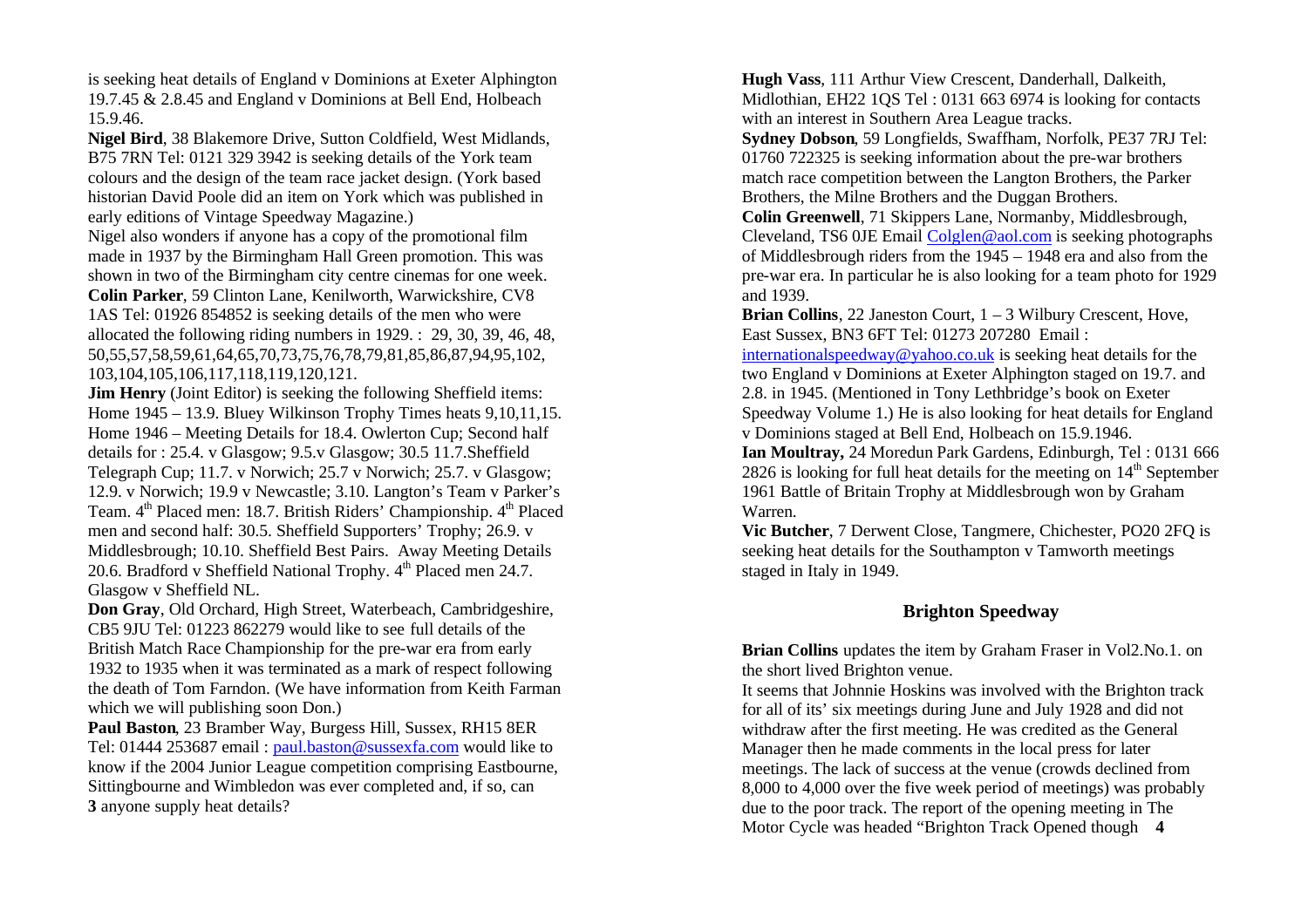is seeking heat details of England v Dominions at Exeter Alphington 19.7.45 & 2.8.45 and England v Dominions at Bell End, Holbeach 15.9.46.

**Nigel Bird**, 38 Blakemore Drive, Sutton Coldfield, West Midlands, B75 7RN Tel: 0121 329 3942 is seeking details of the York team colours and the design of the team race jacket design. (York based historian David Poole did an item on York which was published in early editions of Vintage Speedway Magazine.)

Nigel also wonders if anyone has a copy of the promotional film made in 1937 by the Birmingham Hall Green promotion. This was shown in two of the Birmingham city centre cinemas for one week.

**Colin Parker**, 59 Clinton Lane, Kenilworth, Warwickshire, CV8 1AS Tel: 01926 854852 is seeking details of the men who were allocated the following riding numbers in 1929. : 29, 30, 39, 46, 48, 50,55,57,58,59,61,64,65,70,73,75,76,78,79,81,85,86,87,94,95,102, 103,104,105,106,117,118,119,120,121.

**Jim Henry** (Joint Editor) is seeking the following Sheffield items: Home 1945 – 13.9. Bluey Wilkinson Trophy Times heats 9,10,11,15. Home 1946 – Meeting Details for 18.4. Owlerton Cup; Second half details for : 25.4. v Glasgow; 9.5.v Glasgow; 30.5 11.7.Sheffield Telegraph Cup; 11.7. v Norwich; 25.7 v Norwich; 25.7. v Glasgow; 12.9. v Norwich; 19.9 v Newcastle; 3.10. Langton's Team v Parker's Team. 4th Placed men: 18.7. British Riders' Championship. 4th Placed men and second half: 30.5. Sheffield Supporters' Trophy; 26.9. v Middlesbrough; 10.10. Sheffield Best Pairs. Away Meeting Details 20.6. Bradford v Sheffield National Trophy. 4th Placed men 24.7. Glasgow v Sheffield NL.

**Don Gray**, Old Orchard, High Street, Waterbeach, Cambridgeshire, CB5 9JU Tel: 01223 862279 would like to see full details of the British Match Race Championship for the pre-war era from early 1932 to 1935 when it was terminated as a mark of respect following the death of Tom Farndon. (We have information from Keith Farman which we will publishing soon Don.)

**Paul Baston**, 23 Bramber Way, Burgess Hill, Sussex, RH15 8ER Tel: 01444 253687 email : paul.baston@sussexfa.com would like to know if the 2004 Junior League competition comprising Eastbourne, Sittingbourne and Wimbledon was ever completed and, if so, can anyone supply heat details?

**Hugh Vass**, 111 Arthur View Crescent, Danderhall, Dalkeith, Midlothian, EH22 1QS Tel : 0131 663 6974 is looking for contacts with an interest in Southern Area League tracks.

**Sydney Dobson**, 59 Longfields, Swaffham, Norfolk, PE37 7RJ Tel: 01760 722325 is seeking information about the pre-war brothers match race competition between the Langton Brothers, the Parker Brothers, the Milne Brothers and the Duggan Brothers.

**Colin Greenwell**, 71 Skippers Lane, Normanby, Middlesbrough, Cleveland, TS6 0JE Email Colglen@aol.com is seeking photographs of Middlesbrough riders from the 1945 – 1948 era and also from the pre-war era. In particular he is also looking for a team photo for 1929 and 1939.

**Brian Collins**, 22 Janeston Court, 1 – 3 Wilbury Crescent, Hove, East Sussex, BN3 6FT Tel: 01273 207280 Email : internationalspeedway@yahoo.co.uk is seeking heat details for the two England v Dominions at Exeter Alphington staged on 19.7. and 2.8. in 1945. (Mentioned in Tony Lethbridge's book on Exeter Speedway Volume 1.) He is also looking for heat details for England v Dominions staged at Bell End, Holbeach on 15.9.1946.

**Ian Moultray,** 24 Moredun Park Gardens, Edinburgh, Tel : 0131 666 2826 is looking for full heat details for the meeting on 14th September 1961 Battle of Britain Trophy at Middlesbrough won by Graham Warren.

**Vic Butcher**, 7 Derwent Close, Tangmere, Chichester, PO20 2FQ is seeking heat details for the Southampton v Tamworth meetings staged in Italy in 1949.

## Brighton Speedway

**Brian Collins** updates the item by Graham Fraser in Vol2.No.1. on the short lived Brighton venue.

It seems that Johnnie Hoskins was involved with the Brighton track for all of its' six meetings during June and July 1928 and did not withdraw after the first meeting. He was credited as the General Manager then he made comments in the local press for later meetings. The lack of success at the venue (crowds declined from 8,000 to 4,000 over the five week period of meetings) was probably due to the poor track. The report of the opening meeting in The Motor Cycle was headed "Brighton Track Opened though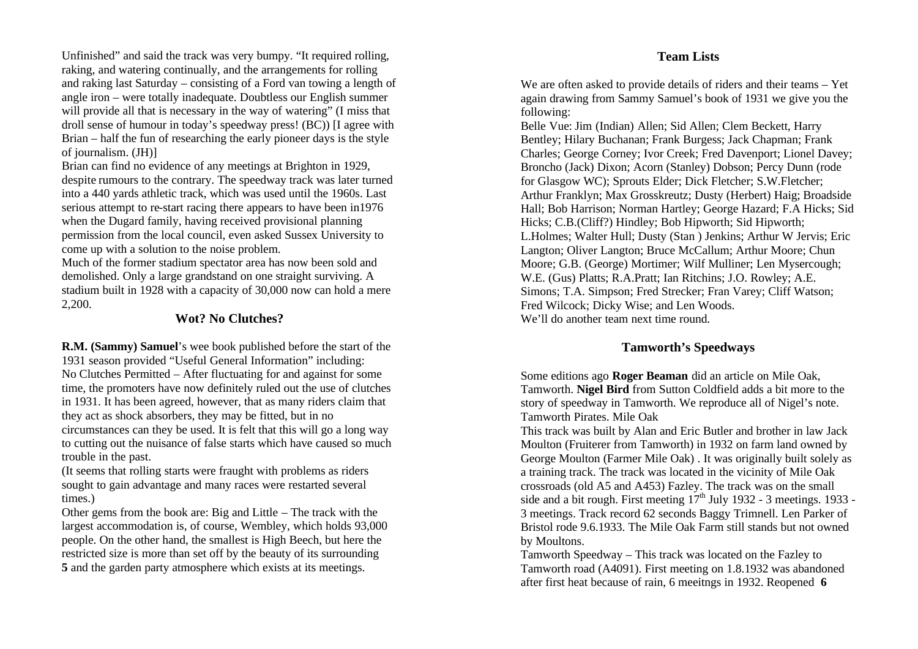Unfinished" and said the track was very bumpy. "It required rolling, raking, and watering continually, and the arrangements for rolling and raking last Saturday – consisting of a Ford van towing a length of angle iron – were totally inadequate. Doubtless our English summer will provide all that is necessary in the way of watering" (I miss that droll sense of humour in today's speedway press! (BC)) [I agree with Brian – half the fun of researching the early pioneer days is the style of journalism. (JH)]

Brian can find no evidence of any meetings at Brighton in 1929, despite rumours to the contrary. The speedway track was later turned into a 440 yards athletic track, which was used until the 1960s. Last serious attempt to re-start racing there appears to have been in1976 when the Dugard family, having received provisional planning permission from the local council, even asked Sussex University to come up with a solution to the noise problem.

Much of the former stadium spectator area has now been sold and demolished. Only a large grandstand on one straight surviving. A stadium built in 1928 with a capacity of 30,000 now can hold a mere 2,200.

## Wot? No Clutches?

**R.M. (Sammy) Samuel**'s wee book published before the start of the 1931 season provided "Useful General Information" including:

No Clutches Permitted – After fluctuating for and against for some time, the promoters have now definitely ruled out the use of clutches in 1931. It has been agreed, however, that as many riders claim that they act as shock absorbers, they may be fitted, but in no circumstances can they be used. It is felt that this will go a long way to cutting out the nuisance of false starts which have caused so much trouble in the past.

(It seems that rolling starts were fraught with problems as riders sought to gain advantage and many races were restarted several times.)

Other gems from the book are: Big and Little – The track with the largest accommodation is, of course, Wembley, which holds 93,000 people. On the other hand, the smallest is High Beech, but here the restricted size is more than set off by the beauty of its surrounding and the garden party atmosphere which exists at its meetings.

## Team Lists

We are often asked to provide details of riders and their teams – Yet again drawing from Sammy Samuel's book of 1931 we give you the following:

Belle Vue: Jim (Indian) Allen; Sid Allen; Clem Beckett, Harry Bentley; Hilary Buchanan; Frank Burgess; Jack Chapman; Frank Charles; George Corney; Ivor Creek; Fred Davenport; Lionel Davey; Broncho (Jack) Dixon; Acorn (Stanley) Dobson; Percy Dunn (rode for Glasgow WC); Sprouts Elder; Dick Fletcher; S.W.Fletcher; Arthur Franklyn; Max Grosskreutz; Dusty (Herbert) Haig; Broadside Hall; Bob Harrison; Norman Hartley; George Hazard; F.A Hicks; Sid Hicks; C.B.(Cliff?) Hindley; Bob Hipworth; Sid Hipworth; L.Holmes; Walter Hull; Dusty (Stan ) Jenkins; Arthur W Jervis; Eric Langton; Oliver Langton; Bruce McCallum; Arthur Moore; Chun Moore; G.B. (George) Mortimer; Wilf Mulliner; Len Mysercough; W.E. (Gus) Platts; R.A.Pratt; Ian Ritchins; J.O. Rowley; A.E. Simons; T.A. Simpson; Fred Strecker; Fran Varey; Cliff Watson; Fred Wilcock; Dicky Wise; and Len Woods.

We'll do another team next time round.

## Tamworth's Speedways

Some editions ago **Roger Beaman** did an article on Mile Oak, Tamworth. **Nigel Bird** from Sutton Coldfield adds a bit more to the story of speedway in Tamworth. We reproduce all of Nigel's note.

Tamworth Pirates. Mile Oak

This track was built by Alan and Eric Butler and brother in law Jack Moulton (Fruiterer from Tamworth) in 1932 on farm land owned by George Moulton (Farmer Mile Oak) . It was originally built solely as a training track. The track was located in the vicinity of Mile Oak crossroads (old A5 and A453) Fazley. The track was on the small side and a bit rough. First meeting 17th July 1932 - 3 meetings. 1933 - 3 meetings. Track record 62 seconds Baggy Trimnell. Len Parker of Bristol rode 9.6.1933. The Mile Oak Farm still stands but not owned by Moultons.

Tamworth Speedway – This track was located on the Fazley to Tamworth road (A4091). First meeting on 1.8.1932 was abandoned after first heat because of rain, 6 meeitngs in 1932. Reopened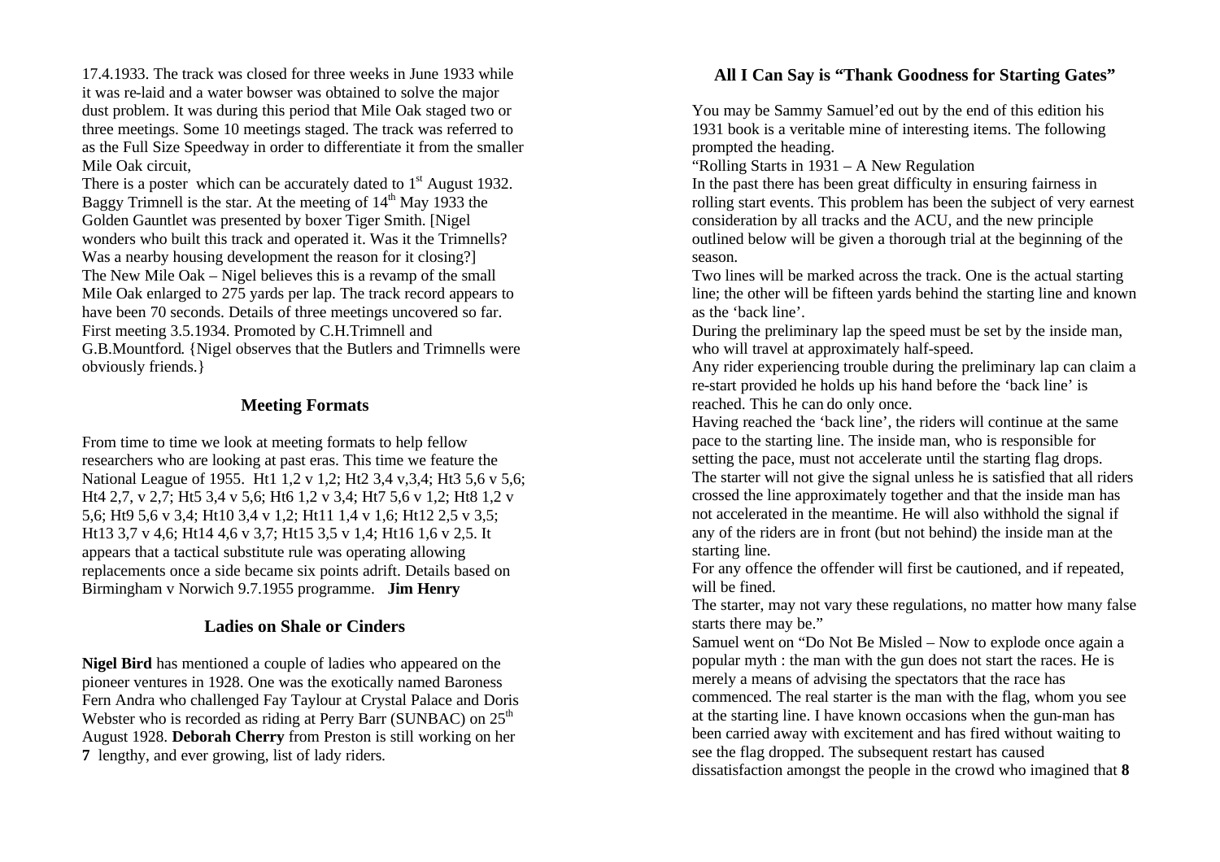17.4.1933. The track was closed for three weeks in June 1933 while it was re-laid and a water bowser was obtained to solve the major dust problem. It was during this period that Mile Oak staged two or three meetings. Some 10 meetings staged. The track was referred to as the Full Size Speedway in order to differentiate it from the smaller Mile Oak circuit,

There is a poster which can be accurately dated to 1st August 1932. Baggy Trimnell is the star. At the meeting of 14th May 1933 the Golden Gauntlet was presented by boxer Tiger Smith. [Nigel wonders who built this track and operated it. Was it the Trimnells? Was a nearby housing development the reason for it closing?]

The New Mile Oak – Nigel believes this is a revamp of the small Mile Oak enlarged to 275 yards per lap. The track record appears to have been 70 seconds. Details of three meetings uncovered so far. First meeting 3.5.1934. Promoted by C.H.Trimnell and G.B.Mountford. {Nigel observes that the Butlers and Trimnells were obviously friends.}

## Meeting Formats

From time to time we look at meeting formats to help fellow researchers who are looking at past eras. This time we feature the National League of 1955. Ht1 1,2 v 1,2; Ht2 3,4 v,3,4; Ht3 5,6 v 5,6; Ht4 2,7, v 2,7; Ht5 3,4 v 5,6; Ht6 1,2 v 3,4; Ht7 5,6 v 1,2; Ht8 1,2 v 5,6; Ht9 5,6 v 3,4; Ht10 3,4 v 1,2; Ht11 1,4 v 1,6; Ht12 2,5 v 3,5; Ht13 3,7 v 4,6; Ht14 4,6 v 3,7; Ht15 3,5 v 1,4; Ht16 1,6 v 2,5. It appears that a tactical substitute rule was operating allowing replacements once a side became six points adrift. Details based on Birmingham v Norwich 9.7.1955 programme. **Jim Henry**

## Ladies on Shale or Cinders

**Nigel Bird** has mentioned a couple of ladies who appeared on the pioneer ventures in 1928. One was the exotically named Baroness Fern Andra who challenged Fay Taylour at Crystal Palace and Doris Webster who is recorded as riding at Perry Barr (SUNBAC) on 25th August 1928. **Deborah Cherry** from Preston is still working on her lengthy, and ever growing, list of lady riders.

## All I Can Say is "Thank Goodness for Starting Gates"

You may be Sammy Samuel'ed out by the end of this edition his 1931 book is a veritable mine of interesting items. The following prompted the heading.

"Rolling Starts in 1931 – A New Regulation

In the past there has been great difficulty in ensuring fairness in rolling start events. This problem has been the subject of very earnest consideration by all tracks and the ACU, and the new principle outlined below will be given a thorough trial at the beginning of the season.

Two lines will be marked across the track. One is the actual starting line; the other will be fifteen yards behind the starting line and known as the 'back line'.

During the preliminary lap the speed must be set by the inside man, who will travel at approximately half-speed.

Any rider experiencing trouble during the preliminary lap can claim a re-start provided he holds up his hand before the 'back line' is reached. This he can do only once.

Having reached the 'back line', the riders will continue at the same pace to the starting line. The inside man, who is responsible for setting the pace, must not accelerate until the starting flag drops.

The starter will not give the signal unless he is satisfied that all riders crossed the line approximately together and that the inside man has not accelerated in the meantime. He will also withhold the signal if any of the riders are in front (but not behind) the inside man at the starting line.

For any offence the offender will first be cautioned, and if repeated, will be fined.

The starter, may not vary these regulations, no matter how many false starts there may be."

Samuel went on "Do Not Be Misled – Now to explode once again a popular myth : the man with the gun does not start the races. He is merely a means of advising the spectators that the race has commenced. The real starter is the man with the flag, whom you see at the starting line. I have known occasions when the gun-man has been carried away with excitement and has fired without waiting to see the flag dropped. The subsequent restart has caused dissatisfaction amongst the people in the crowd who imagined that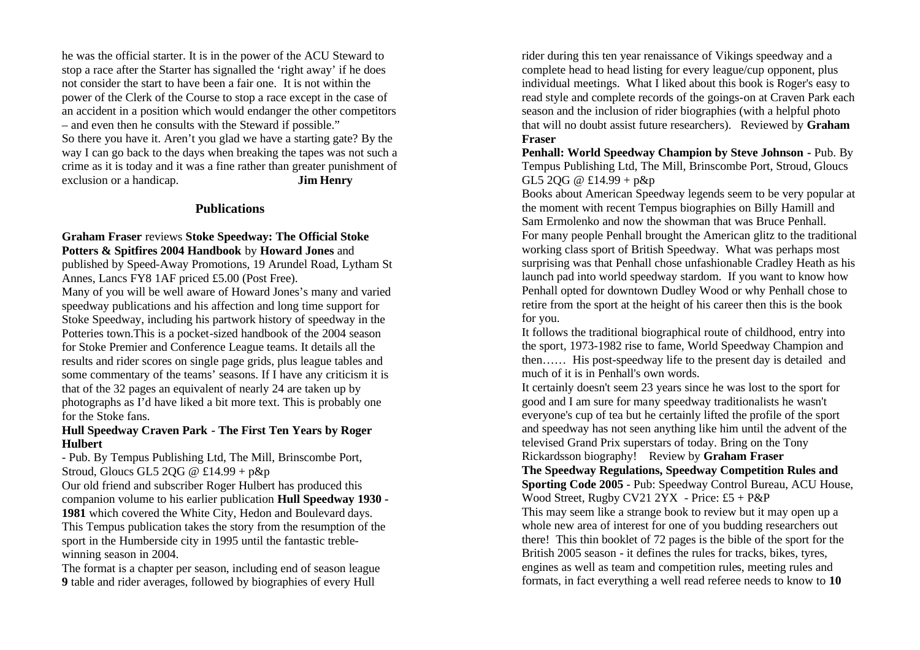he was the official starter. It is in the power of the ACU Steward to stop a race after the Starter has signalled the 'right away' if he does not consider the start to have been a fair one. It is not within the power of the Clerk of the Course to stop a race except in the case of an accident in a position which would endanger the other competitors – and even then he consults with the Steward if possible."

So there you have it. Aren't you glad we have a starting gate? By the way I can go back to the days when breaking the tapes was not such a crime as it is today and it was a fine rather than greater punishment of exclusion or a handicap. **Jim Henry**

## Publications

**Graham Fraser** reviews **Stoke Speedway: The Official Stoke Potters & Spitfires 2004 Handbook** by **Howard Jones** and published by Speed-Away Promotions, 19 Arundel Road, Lytham St Annes, Lancs FY8 1AF priced £5.00 (Post Free).

Many of you will be well aware of Howard Jones's many and varied speedway publications and his affection and long time support for Stoke Speedway, including his partwork history of speedway in the Potteries town.This is a pocket-sized handbook of the 2004 season for Stoke Premier and Conference League teams. It details all the results and rider scores on single page grids, plus league tables and some commentary of the teams' seasons. If I have any criticism it is that of the 32 pages an equivalent of nearly 24 are taken up by photographs as I'd have liked a bit more text. This is probably one for the Stoke fans.

**Hull Speedway Craven Park - The First Ten Years by Roger Hulbert**

- Pub. By Tempus Publishing Ltd, The Mill, Brinscombe Port, Stroud, Gloucs GL5 2QG @ £14.99 + p&p

Our old friend and subscriber Roger Hulbert has produced this companion volume to his earlier publication **Hull Speedway 1930 - 1981** which covered the White City, Hedon and Boulevard days. This Tempus publication takes the story from the resumption of the sport in the Humberside city in 1995 until the fantastic treble-winning season in 2004.

The format is a chapter per season, including end of season league table and rider averages, followed by biographies of every Hull rider during this ten year renaissance of Vikings speedway and a complete head to head listing for every league/cup opponent, plus individual meetings. What I liked about this book is Roger's easy to read style and complete records of the goings-on at Craven Park each season and the inclusion of rider biographies (with a helpful photo that will no doubt assist future researchers). Reviewed by **Graham Fraser**

**Penhall: World Speedway Champion by Steve Johnson -** Pub. By Tempus Publishing Ltd, The Mill, Brinscombe Port, Stroud, Gloucs GL5 2QG @ £14.99 + p&p

Books about American Speedway legends seem to be very popular at the moment with recent Tempus biographies on Billy Hamill and Sam Ermolenko and now the showman that was Bruce Penhall.

For many people Penhall brought the American glitz to the traditional working class sport of British Speedway. What was perhaps most surprising was that Penhall chose unfashionable Cradley Heath as his launch pad into world speedway stardom. If you want to know how Penhall opted for downtown Dudley Wood or why Penhall chose to retire from the sport at the height of his career then this is the book for you.

It follows the traditional biographical route of childhood, entry into the sport, 1973-1982 rise to fame, World Speedway Champion and then…… His post-speedway life to the present day is detailed and much of it is in Penhall's own words.

It certainly doesn't seem 23 years since he was lost to the sport for good and I am sure for many speedway traditionalists he wasn't everyone's cup of tea but he certainly lifted the profile of the sport and speedway has not seen anything like him until the advent of the televised Grand Prix superstars of today. Bring on the Tony Rickardsson biography! Review by **Graham Fraser**

**The Speedway Regulations, Speedway Competition Rules and Sporting Code 2005** - Pub: Speedway Control Bureau, ACU House, Wood Street, Rugby CV21 2YX - Price: £5 + P&P

This may seem like a strange book to review but it may open up a whole new area of interest for one of you budding researchers out there! This thin booklet of 72 pages is the bible of the sport for the British 2005 season - it defines the rules for tracks, bikes, tyres, engines as well as team and competition rules, meeting rules and formats, in fact everything a well read referee needs to know to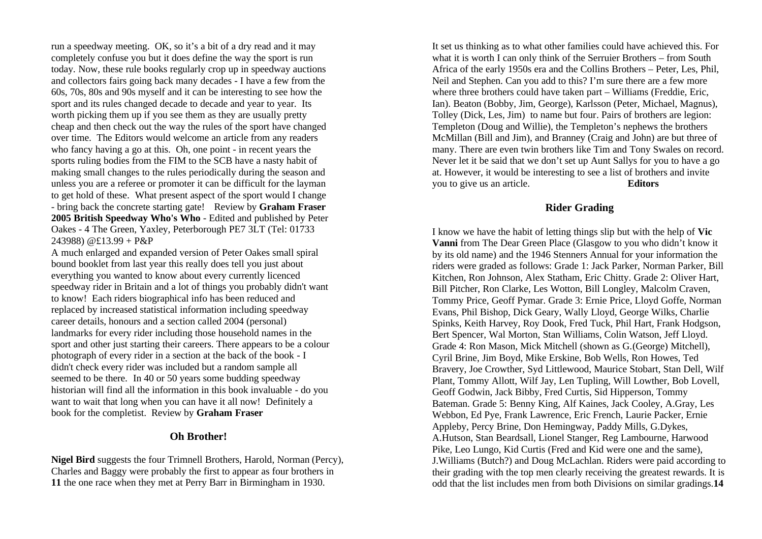run a speedway meeting. OK, so it's a bit of a dry read and it may completely confuse you but it does define the way the sport is run today. Now, these rule books regularly crop up in speedway auctions and collectors fairs going back many decades - I have a few from the 60s, 70s, 80s and 90s myself and it can be interesting to see how the sport and its rules changed decade to decade and year to year. Its worth picking them up if you see them as they are usually pretty cheap and then check out the way the rules of the sport have changed over time. The Editors would welcome an article from any readers who fancy having a go at this. Oh, one point - in recent years the sports ruling bodies from the FIM to the SCB have a nasty habit of making small changes to the rules periodically during the season and unless you are a referee or promoter it can be difficult for the layman to get hold of these. What present aspect of the sport would I change - bring back the concrete starting gate! Review by **Graham Fraser**

**2005 British Speedway Who's Who** - Edited and published by Peter Oakes - 4 The Green, Yaxley, Peterborough PE7 3LT (Tel: 01733 243988) @£13.99 + P&P

A much enlarged and expanded version of Peter Oakes small spiral bound booklet from last year this really does tell you just about everything you wanted to know about every currently licenced speedway rider in Britain and a lot of things you probably didn't want to know! Each riders biographical info has been reduced and replaced by increased statistical information including speedway career details, honours and a section called 2004 (personal) landmarks for every rider including those household names in the sport and other just starting their careers. There appears to be a colour photograph of every rider in a section at the back of the book - I didn't check every rider was included but a random sample all seemed to be there. In 40 or 50 years some budding speedway historian will find all the information in this book invaluable - do you want to wait that long when you can have it all now! Definitely a book for the completist. Review by **Graham Fraser**

## Oh Brother!

**Nigel Bird** suggests the four Trimnell Brothers, Harold, Norman (Percy), Charles and Baggy were probably the first to appear as four brothers in the one race when they met at Perry Barr in Birmingham in 1930.

It set us thinking as to what other families could have achieved this. For what it is worth I can only think of the Serruier Brothers – from South Africa of the early 1950s era and the Collins Brothers – Peter, Les, Phil, Neil and Stephen. Can you add to this? I'm sure there are a few more where three brothers could have taken part – Williams (Freddie, Eric, Ian). Beaton (Bobby, Jim, George), Karlsson (Peter, Michael, Magnus), Tolley (Dick, Les, Jim) to name but four. Pairs of brothers are legion: Templeton (Doug and Willie), the Templeton's nephews the brothers McMillan (Bill and Jim), and Branney (Craig and John) are but three of many. There are even twin brothers like Tim and Tony Swales on record. Never let it be said that we don't set up Aunt Sallys for you to have a go at. However, it would be interesting to see a list of brothers and invite you to give us an article. **Editors**

## Rider Grading

I know we have the habit of letting things slip but with the help of **Vic Vanni** from The Dear Green Place (Glasgow to you who didn't know it by its old name) and the 1946 Stenners Annual for your information the riders were graded as follows: Grade 1: Jack Parker, Norman Parker, Bill Kitchen, Ron Johnson, Alex Statham, Eric Chitty. Grade 2: Oliver Hart, Bill Pitcher, Ron Clarke, Les Wotton, Bill Longley, Malcolm Craven, Tommy Price, Geoff Pymar. Grade 3: Ernie Price, Lloyd Goffe, Norman Evans, Phil Bishop, Dick Geary, Wally Lloyd, George Wilks, Charlie Spinks, Keith Harvey, Roy Dook, Fred Tuck, Phil Hart, Frank Hodgson, Bert Spencer, Wal Morton, Stan Williams, Colin Watson, Jeff Lloyd. Grade 4: Ron Mason, Mick Mitchell (shown as G.(George) Mitchell), Cyril Brine, Jim Boyd, Mike Erskine, Bob Wells, Ron Howes, Ted Bravery, Joe Crowther, Syd Littlewood, Maurice Stobart, Stan Dell, Wilf Plant, Tommy Allott, Wilf Jay, Len Tupling, Will Lowther, Bob Lovell, Geoff Godwin, Jack Bibby, Fred Curtis, Sid Hipperson, Tommy Bateman. Grade 5: Benny King, Alf Kaines, Jack Cooley, A.Gray, Les Webbon, Ed Pye, Frank Lawrence, Eric French, Laurie Packer, Ernie Appleby, Percy Brine, Don Hemingway, Paddy Mills, G.Dykes, A.Hutson, Stan Beardsall, Lionel Stanger, Reg Lambourne, Harwood Pike, Leo Lungo, Kid Curtis (Fred and Kid were one and the same), J.Williams (Butch?) and Doug McLachlan. Riders were paid according to their grading with the top men clearly receiving the greatest rewards. It is odd that the list includes men from both Divisions on similar gradings.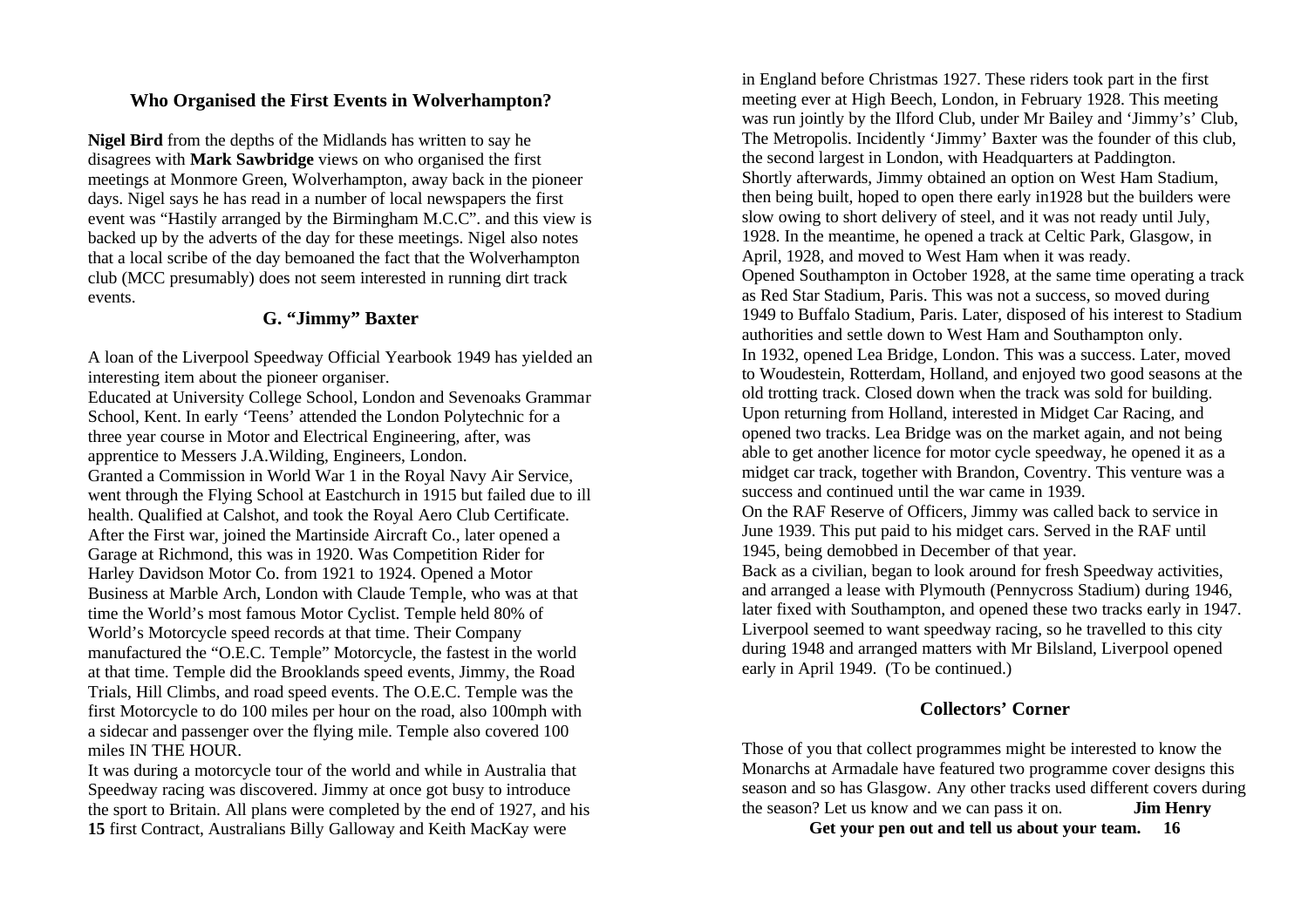### Who Organised the First Events in Wolverhampton?

**Nigel Bird** from the depths of the Midlands has written to say he disagrees with **Mark Sawbridge** views on who organised the first meetings at Monmore Green, Wolverhampton, away back in the pioneer days. Nigel says he has read in a number of local newspapers the first event was "Hastily arranged by the Birmingham M.C.C". and this view is backed up by the adverts of the day for these meetings. Nigel also notes that a local scribe of the day bemoaned the fact that the Wolverhampton club (MCC presumably) does not seem interested in running dirt track events.

### G. "Jimmy" Baxter

A loan of the Liverpool Speedway Official Yearbook 1949 has yielded an interesting item about the pioneer organiser.

Educated at University College School, London and Sevenoaks Grammar School, Kent. In early 'Teens' attended the London Polytechnic for a three year course in Motor and Electrical Engineering, after, was apprentice to Messers J.A.Wilding, Engineers, London.

Granted a Commission in World War 1 in the Royal Navy Air Service, went through the Flying School at Eastchurch in 1915 but failed due to ill health. Qualified at Calshot, and took the Royal Aero Club Certificate. After the First war, joined the Martinside Aircraft Co., later opened a Garage at Richmond, this was in 1920. Was Competition Rider for Harley Davidson Motor Co. from 1921 to 1924. Opened a Motor Business at Marble Arch, London with Claude Temple, who was at that time the World's most famous Motor Cyclist. Temple held 80% of World's Motorcycle speed records at that time. Their Company manufactured the "O.E.C. Temple" Motorcycle, the fastest in the world at that time. Temple did the Brooklands speed events, Jimmy, the Road Trials, Hill Climbs, and road speed events. The O.E.C. Temple was the first Motorcycle to do 100 miles per hour on the road, also 100mph with a sidecar and passenger over the flying mile. Temple also covered 100 miles IN THE HOUR.

It was during a motorcycle tour of the world and while in Australia that Speedway racing was discovered. Jimmy at once got busy to introduce the sport to Britain. All plans were completed by the end of 1927, and his first Contract, Australians Billy Galloway and Keith MacKay were in England before Christmas 1927. These riders took part in the first meeting ever at High Beech, London, in February 1928. This meeting was run jointly by the Ilford Club, under Mr Bailey and 'Jimmy's' Club, The Metropolis. Incidently 'Jimmy' Baxter was the founder of this club, the second largest in London, with Headquarters at Paddington.

Shortly afterwards, Jimmy obtained an option on West Ham Stadium, then being built, hoped to open there early in1928 but the builders were slow owing to short delivery of steel, and it was not ready until July, 1928. In the meantime, he opened a track at Celtic Park, Glasgow, in April, 1928, and moved to West Ham when it was ready.

Opened Southampton in October 1928, at the same time operating a track as Red Star Stadium, Paris. This was not a success, so moved during 1949 to Buffalo Stadium, Paris. Later, disposed of his interest to Stadium authorities and settle down to West Ham and Southampton only.

In 1932, opened Lea Bridge, London. This was a success. Later, moved to Woudestein, Rotterdam, Holland, and enjoyed two good seasons at the old trotting track. Closed down when the track was sold for building.

Upon returning from Holland, interested in Midget Car Racing, and opened two tracks. Lea Bridge was on the market again, and not being able to get another licence for motor cycle speedway, he opened it as a midget car track, together with Brandon, Coventry. This venture was a success and continued until the war came in 1939.

On the RAF Reserve of Officers, Jimmy was called back to service in June 1939. This put paid to his midget cars. Served in the RAF until 1945, being demobbed in December of that year.

Back as a civilian, began to look around for fresh Speedway activities, and arranged a lease with Plymouth (Pennycross Stadium) during 1946, later fixed with Southampton, and opened these two tracks early in 1947. Liverpool seemed to want speedway racing, so he travelled to this city during 1948 and arranged matters with Mr Bilsland, Liverpool opened early in April 1949. (To be continued.)

### Collectors' Corner

Those of you that collect programmes might be interested to know the Monarchs at Armadale have featured two programme cover designs this season and so has Glasgow. Any other tracks used different covers during the season? Let us know and we can pass it on. **Jim Henry**

**Get your pen out and tell us about your team.**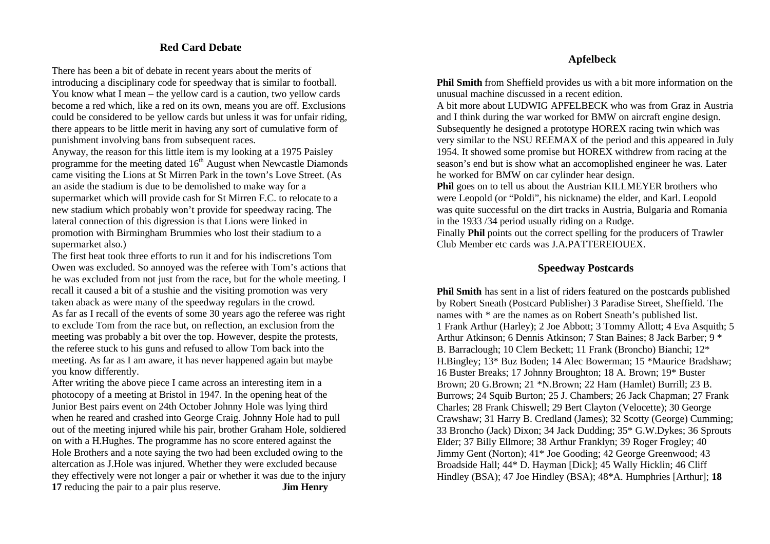## Red Card Debate

There has been a bit of debate in recent years about the merits of introducing a disciplinary code for speedway that is similar to football. You know what I mean – the yellow card is a caution, two yellow cards become a red which, like a red on its own, means you are off. Exclusions could be considered to be yellow cards but unless it was for unfair riding, there appears to be little merit in having any sort of cumulative form of punishment involving bans from subsequent races.

Anyway, the reason for this little item is my looking at a 1975 Paisley programme for the meeting dated 16th August when Newcastle Diamonds came visiting the Lions at St Mirren Park in the town's Love Street. (As an aside the stadium is due to be demolished to make way for a supermarket which will provide cash for St Mirren F.C. to relocate to a new stadium which probably won't provide for speedway racing. The lateral connection of this digression is that Lions were linked in promotion with Birmingham Brummies who lost their stadium to a supermarket also.)

The first heat took three efforts to run it and for his indiscretions Tom Owen was excluded. So annoyed was the referee with Tom's actions that he was excluded from not just from the race, but for the whole meeting. I recall it caused a bit of a stushie and the visiting promotion was very taken aback as were many of the speedway regulars in the crowd.

As far as I recall of the events of some 30 years ago the referee was right to exclude Tom from the race but, on reflection, an exclusion from the meeting was probably a bit over the top. However, despite the protests, the referee stuck to his guns and refused to allow Tom back into the meeting. As far as I am aware, it has never happened again but maybe you know differently.

After writing the above piece I came across an interesting item in a photocopy of a meeting at Bristol in 1947. In the opening heat of the Junior Best pairs event on 24th October Johnny Hole was lying third when he reared and crashed into George Craig. Johnny Hole had to pull out of the meeting injured while his pair, brother Graham Hole, soldiered on with a H.Hughes. The programme has no score entered against the Hole Brothers and a note saying the two had been excluded owing to the altercation as J.Hole was injured. Whether they were excluded because they effectively were not longer a pair or whether it was due to the injury reducing the pair to a pair plus reserve.

**Jim Henry**

## Apfelbeck

**Phil Smith** from Sheffield provides us with a bit more information on the unusual machine discussed in a recent edition.

A bit more about LUDWIG APFELBECK who was from Graz in Austria and I think during the war worked for BMW on aircraft engine design. Subsequently he designed a prototype HOREX racing twin which was very similar to the NSU REEMAX of the period and this appeared in July 1954. It showed some promise but HOREX withdrew from racing at the season's end but is show what an accomoplished engineer he was. Later he worked for BMW on car cylinder hear design.

**Phil** goes on to tell us about the Austrian KILLMEYER brothers who were Leopold (or "Poldi", his nickname) the elder, and Karl. Leopold was quite successful on the dirt tracks in Austria, Bulgaria and Romania in the 1933 /34 period usually riding on a Rudge.

Finally **Phil** points out the correct spelling for the producers of Trawler Club Member etc cards was J.A.PATTEREIOUEX.

## Speedway Postcards

**Phil Smith** has sent in a list of riders featured on the postcards published by Robert Sneath (Postcard Publisher) 3 Paradise Street, Sheffield. The names with * are the names as on Robert Sneath's published list.

1 Frank Arthur (Harley); 2 Joe Abbott; 3 Tommy Allott; 4 Eva Asquith; 5 Arthur Atkinson; 6 Dennis Atkinson; 7 Stan Baines; 8 Jack Barber; 9 * B. Barraclough; 10 Clem Beckett; 11 Frank (Broncho) Bianchi; 12* H.Bingley; 13* Buz Boden; 14 Alec Bowerman; 15 *Maurice Bradshaw; 16 Buster Breaks; 17 Johnny Broughton; 18 A. Brown; 19* Buster Brown; 20 G.Brown; 21 *N.Brown; 22 Ham (Hamlet) Burrill; 23 B. Burrows; 24 Squib Burton; 25 J. Chambers; 26 Jack Chapman; 27 Frank Charles; 28 Frank Chiswell; 29 Bert Clayton (Velocette); 30 George Crawshaw; 31 Harry B. Credland (James); 32 Scotty (George) Cumming; 33 Broncho (Jack) Dixon; 34 Jack Dudding; 35* G.W.Dykes; 36 Sprouts Elder; 37 Billy Ellmore; 38 Arthur Franklyn; 39 Roger Frogley; 40 Jimmy Gent (Norton); 41* Joe Gooding; 42 George Greenwood; 43 Broadside Hall; 44* D. Hayman [Dick]; 45 Wally Hicklin; 46 Cliff Hindley (BSA); 47 Joe Hindley (BSA); 48*A. Humphries [Arthur];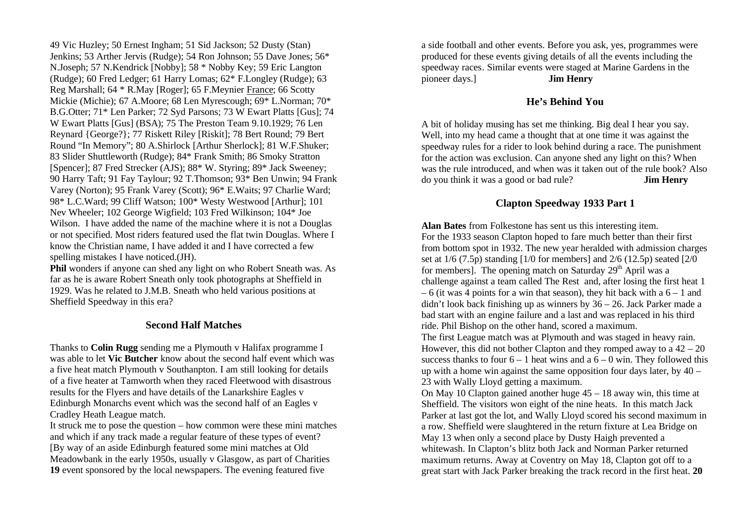49 Vic Huzley; 50 Ernest Ingham; 51 Sid Jackson; 52 Dusty (Stan) Jenkins; 53 Arther Jervis (Rudge); 54 Ron Johnson; 55 Dave Jones; 56* N.Joseph; 57 N.Kendrick [Nobby]; 58 * Nobby Key; 59 Eric Langton (Rudge); 60 Fred Ledger; 61 Harry Lomas; 62* F.Longley (Rudge); 63 Reg Marshall; 64 * R.May [Roger]; 65 F.Meynier France; 66 Scotty Mickie (Michie); 67 A.Moore; 68 Len Myrescough; 69* L.Norman; 70* B.G.Otter; 71* Len Parker; 72 Syd Parsons; 73 W Ewart Platts [Gus]; 74 W Ewart Platts [Gus] (BSA); 75 The Preston Team 9.10.1929; 76 Len Reynard {George?}; 77 Riskett Riley [Riskit]; 78 Bert Round; 79 Bert Round "In Memory"; 80 A.Shirlock [Arthur Sherlock]; 81 W.F.Shuker; 83 Slider Shuttleworth (Rudge); 84* Frank Smith; 86 Smoky Stratton [Spencer]; 87 Fred Strecker (AJS); 88* W. Styring; 89* Jack Sweeney; 90 Harry Taft; 91 Fay Taylour; 92 T.Thomson; 93* Ben Unwin; 94 Frank Varey (Norton); 95 Frank Varey (Scott); 96* E.Waits; 97 Charlie Ward; 98* L.C.Ward; 99 Cliff Watson; 100* Westy Westwood [Arthur]; 101 Nev Wheeler; 102 George Wigfield; 103 Fred Wilkinson; 104* Joe Wilson. I have added the name of the machine where it is not a Douglas or not specified. Most riders featured used the flat twin Douglas. Where I know the Christian name, I have added it and I have corrected a few spelling mistakes I have noticed.(JH).

**Phil** wonders if anyone can shed any light on who Robert Sneath was. As far as he is aware Robert Sneath only took photographs at Sheffield in 1929. Was he related to J.M.B. Sneath who held various positions at Sheffield Speedway in this era?

## Second Half Matches

Thanks to **Colin Rugg** sending me a Plymouth v Halifax programme I was able to let **Vic Butcher** know about the second half event which was a five heat match Plymouth v Southanpton. I am still looking for details of a five heater at Tamworth when they raced Fleetwood with disastrous results for the Flyers and have details of the Lanarkshire Eagles v Edinburgh Monarchs event which was the second half of an Eagles v Cradley Heath League match.

It struck me to pose the question – how common were these mini matches and which if any track made a regular feature of these types of event? [By way of an aside Edinburgh featured some mini matches at Old Meadowbank in the early 1950s, usually v Glasgow, as part of Charities event sponsored by the local newspapers. The evening featured five a side football and other events. Before you ask, yes, programmes were produced for these events giving details of all the events including the speedway races. Similar events were staged at Marine Gardens in the pioneer days.] **Jim Henry**

## He's Behind You

A bit of holiday musing has set me thinking. Big deal I hear you say. Well, into my head came a thought that at one time it was against the speedway rules for a rider to look behind during a race. The punishment for the action was exclusion. Can anyone shed any light on this? When was the rule introduced, and when was it taken out of the rule book? Also do you think it was a good or bad rule? **Jim Henry**

## Clapton Speedway 1933 Part 1

**Alan Bates** from Folkestone has sent us this interesting item.
For the 1933 season Clapton hoped to fare much better than their first from bottom spot in 1932. The new year heralded with admission charges set at 1/6 (7.5p) standing [1/0 for members] and 2/6 (12.5p) seated [2/0 for members]. The opening match on Saturday 29th April was a challenge against a team called The Rest and, after losing the first heat 1 – 6 (it was 4 points for a win that season), they hit back with a 6 – 1 and didn't look back finishing up as winners by 36 – 26. Jack Parker made a bad start with an engine failure and a last and was replaced in his third ride. Phil Bishop on the other hand, scored a maximum.
The first League match was at Plymouth and was staged in heavy rain. However, this did not bother Clapton and they romped away to a 42 – 20 success thanks to four 6 – 1 heat wins and a 6 – 0 win. They followed this up with a home win against the same opposition four days later, by 40 – 23 with Wally Lloyd getting a maximum.
On May 10 Clapton gained another huge 45 – 18 away win, this time at Sheffield. The visitors won eight of the nine heats. In this match Jack Parker at last got the lot, and Wally Lloyd scored his second maximum in a row. Sheffield were slaughtered in the return fixture at Lea Bridge on May 13 when only a second place by Dusty Haigh prevented a whitewash. In Clapton's blitz both Jack and Norman Parker returned maximum returns. Away at Coventry on May 18, Clapton got off to a great start with Jack Parker breaking the track record in the first heat.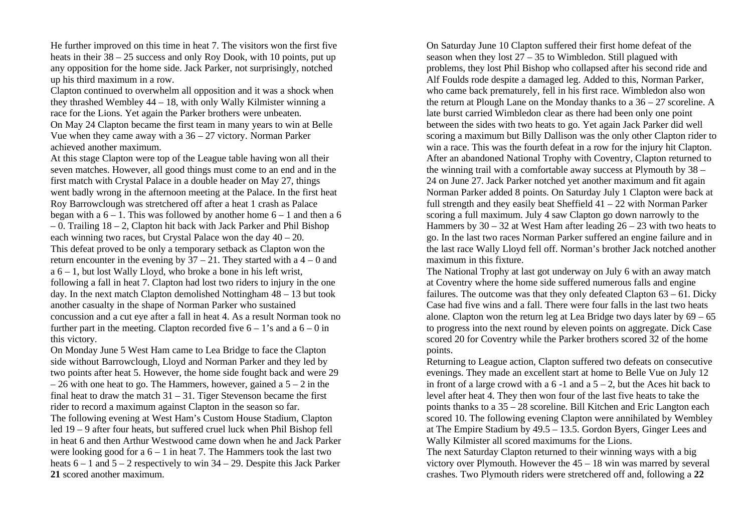He further improved on this time in heat 7. The visitors won the first five heats in their 38 – 25 success and only Roy Dook, with 10 points, put up any opposition for the home side. Jack Parker, not surprisingly, notched up his third maximum in a row.

Clapton continued to overwhelm all opposition and it was a shock when they thrashed Wembley 44 – 18, with only Wally Kilmister winning a race for the Lions. Yet again the Parker brothers were unbeaten.

On May 24 Clapton became the first team in many years to win at Belle Vue when they came away with a 36 – 27 victory. Norman Parker achieved another maximum.

At this stage Clapton were top of the League table having won all their seven matches. However, all good things must come to an end and in the first match with Crystal Palace in a double header on May 27, things went badly wrong in the afternoon meeting at the Palace. In the first heat Roy Barrowclough was stretchered off after a heat 1 crash as Palace began with a 6 – 1. This was followed by another home 6 – 1 and then a 6 – 0. Trailing 18 – 2, Clapton hit back with Jack Parker and Phil Bishop each winning two races, but Crystal Palace won the day 40 – 20.

This defeat proved to be only a temporary setback as Clapton won the return encounter in the evening by 37 – 21. They started with a 4 – 0 and a 6 – 1, but lost Wally Lloyd, who broke a bone in his left wrist, following a fall in heat 7. Clapton had lost two riders to injury in the one day. In the next match Clapton demolished Nottingham 48 – 13 but took another casualty in the shape of Norman Parker who sustained concussion and a cut eye after a fall in heat 4. As a result Norman took no further part in the meeting. Clapton recorded five 6 – 1's and a 6 – 0 in this victory.

On Monday June 5 West Ham came to Lea Bridge to face the Clapton side without Barrowclough, Lloyd and Norman Parker and they led by two points after heat 5. However, the home side fought back and were 29 – 26 with one heat to go. The Hammers, however, gained a 5 – 2 in the final heat to draw the match 31 – 31. Tiger Stevenson became the first rider to record a maximum against Clapton in the season so far.

The following evening at West Ham's Custom House Stadium, Clapton led 19 – 9 after four heats, but suffered cruel luck when Phil Bishop fell in heat 6 and then Arthur Westwood came down when he and Jack Parker were looking good for a 6 – 1 in heat 7. The Hammers took the last two heats 6 – 1 and 5 – 2 respectively to win 34 – 29. Despite this Jack Parker scored another maximum.

On Saturday June 10 Clapton suffered their first home defeat of the season when they lost 27 – 35 to Wimbledon. Still plagued with problems, they lost Phil Bishop who collapsed after his second ride and Alf Foulds rode despite a damaged leg. Added to this, Norman Parker, who came back prematurely, fell in his first race. Wimbledon also won the return at Plough Lane on the Monday thanks to a 36 – 27 scoreline. A late burst carried Wimbledon clear as there had been only one point between the sides with two heats to go. Yet again Jack Parker did well scoring a maximum but Billy Dallison was the only other Clapton rider to win a race. This was the fourth defeat in a row for the injury hit Clapton.

After an abandoned National Trophy with Coventry, Clapton returned to the winning trail with a comfortable away success at Plymouth by 38 – 24 on June 27. Jack Parker notched yet another maximum and fit again Norman Parker added 8 points. On Saturday July 1 Clapton were back at full strength and they easily beat Sheffield 41 – 22 with Norman Parker scoring a full maximum. July 4 saw Clapton go down narrowly to the Hammers by 30 – 32 at West Ham after leading 26 – 23 with two heats to go. In the last two races Norman Parker suffered an engine failure and in the last race Wally Lloyd fell off. Norman's brother Jack notched another maximum in this fixture.

The National Trophy at last got underway on July 6 with an away match at Coventry where the home side suffered numerous falls and engine failures. The outcome was that they only defeated Clapton 63 – 61. Dicky Case had five wins and a fall. There were four falls in the last two heats alone. Clapton won the return leg at Lea Bridge two days later by 69 – 65 to progress into the next round by eleven points on aggregate. Dick Case scored 20 for Coventry while the Parker brothers scored 32 of the home points.

Returning to League action, Clapton suffered two defeats on consecutive evenings. They made an excellent start at home to Belle Vue on July 12 in front of a large crowd with a 6 -1 and a 5 – 2, but the Aces hit back to level after heat 4. They then won four of the last five heats to take the points thanks to a 35 – 28 scoreline. Bill Kitchen and Eric Langton each scored 10. The following evening Clapton were annihilated by Wembley at The Empire Stadium by 49.5 – 13.5. Gordon Byers, Ginger Lees and Wally Kilmister all scored maximums for the Lions.

The next Saturday Clapton returned to their winning ways with a big victory over Plymouth. However the 45 – 18 win was marred by several crashes. Two Plymouth riders were stretchered off and, following a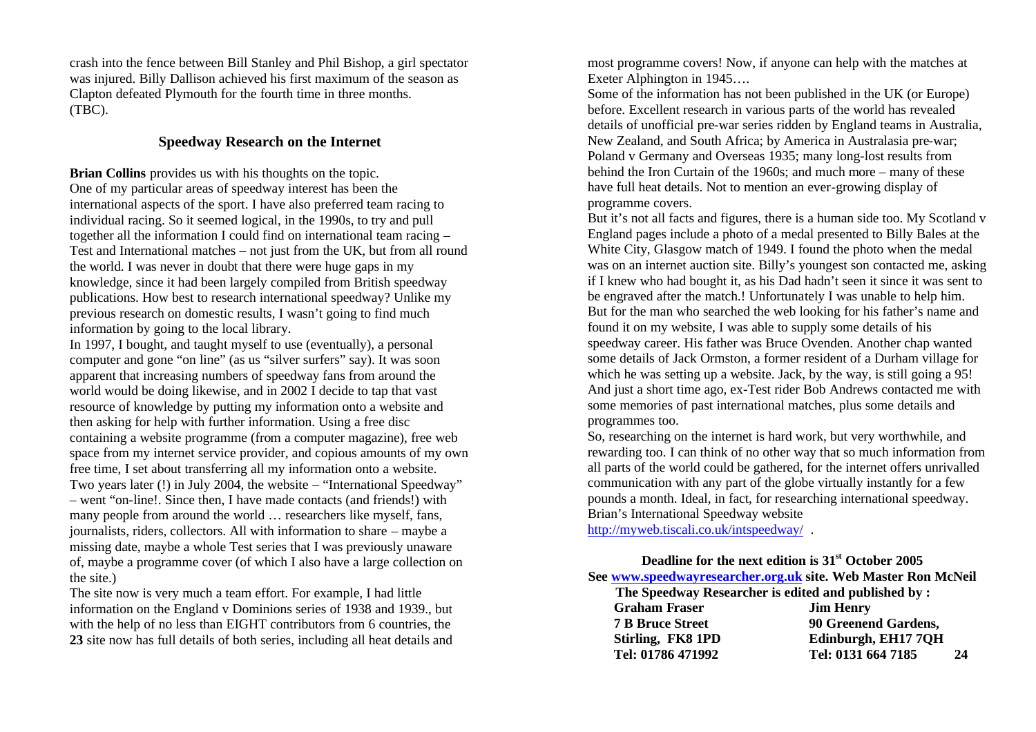crash into the fence between Bill Stanley and Phil Bishop, a girl spectator was injured. Billy Dallison achieved his first maximum of the season as Clapton defeated Plymouth for the fourth time in three months.
(TBC).

## Speedway Research on the Internet

**Brian Collins** provides us with his thoughts on the topic.
One of my particular areas of speedway interest has been the international aspects of the sport. I have also preferred team racing to individual racing. So it seemed logical, in the 1990s, to try and pull together all the information I could find on international team racing – Test and International matches – not just from the UK, but from all round the world. I was never in doubt that there were huge gaps in my knowledge, since it had been largely compiled from British speedway publications. How best to research international speedway? Unlike my previous research on domestic results, I wasn't going to find much information by going to the local library.
In 1997, I bought, and taught myself to use (eventually), a personal computer and gone "on line" (as us "silver surfers" say). It was soon apparent that increasing numbers of speedway fans from around the world would be doing likewise, and in 2002 I decide to tap that vast resource of knowledge by putting my information onto a website and then asking for help with further information. Using a free disc containing a website programme (from a computer magazine), free web space from my internet service provider, and copious amounts of my own free time, I set about transferring all my information onto a website. Two years later (!) in July 2004, the website – "International Speedway" – went "on-line!. Since then, I have made contacts (and friends!) with many people from around the world … researchers like myself, fans, journalists, riders, collectors. All with information to share – maybe a missing date, maybe a whole Test series that I was previously unaware of, maybe a programme cover (of which I also have a large collection on the site.)
The site now is very much a team effort. For example, I had little information on the England v Dominions series of 1938 and 1939., but with the help of no less than EIGHT contributors from 6 countries, the site now has full details of both series, including all heat details and most programme covers! Now, if anyone can help with the matches at Exeter Alphington in 1945….
Some of the information has not been published in the UK (or Europe) before. Excellent research in various parts of the world has revealed details of unofficial pre-war series ridden by England teams in Australia, New Zealand, and South Africa; by America in Australasia pre-war; Poland v Germany and Overseas 1935; many long-lost results from behind the Iron Curtain of the 1960s; and much more – many of these have full heat details. Not to mention an ever-growing display of programme covers.
But it's not all facts and figures, there is a human side too. My Scotland v England pages include a photo of a medal presented to Billy Bales at the White City, Glasgow match of 1949. I found the photo when the medal was on an internet auction site. Billy's youngest son contacted me, asking if I knew who had bought it, as his Dad hadn't seen it since it was sent to be engraved after the match.! Unfortunately I was unable to help him. But for the man who searched the web looking for his father's name and found it on my website, I was able to supply some details of his speedway career. His father was Bruce Ovenden. Another chap wanted some details of Jack Ormston, a former resident of a Durham village for which he was setting up a website. Jack, by the way, is still going a 95! And just a short time ago, ex-Test rider Bob Andrews contacted me with some memories of past international matches, plus some details and programmes too.
So, researching on the internet is hard work, but very worthwhile, and rewarding too. I can think of no other way that so much information from all parts of the world could be gathered, for the internet offers unrivalled communication with any part of the globe virtually instantly for a few pounds a month. Ideal, in fact, for researching international speedway.
Brian's International Speedway website
http://myweb.tiscali.co.uk/intspeedway/ .

**Deadline for the next edition is 31st October 2005**
**See www.speedwayresearcher.org.uk site. Web Master Ron McNeil**
**The Speedway Researcher is edited and published by :**

| | |
|---|---|
| **Graham Fraser** | **Jim Henry** |
| **7 B Bruce Street** | **90 Greenend Gardens,** |
| **Stirling, FK8 1PD** | **Edinburgh, EH17 7QH** |
| **Tel: 01786 471992** | **Tel: 0131 664 7185** |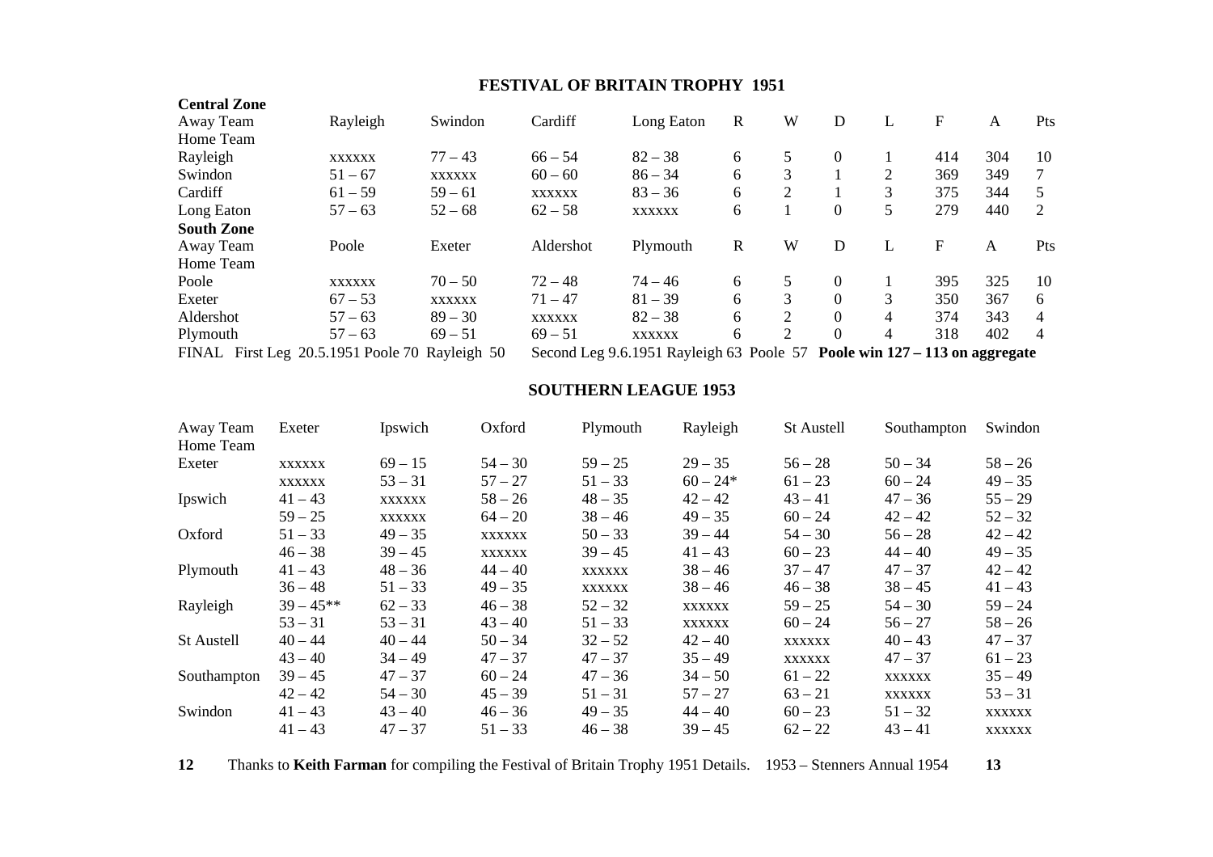# FESTIVAL OF BRITAIN TROPHY 1951

**Central Zone**

| Away Team / Home Team | Rayleigh | Swindon | Cardiff | Long Eaton | R | W | D | L | F | A | Pts |
|---|---|---|---|---|---|---|---|---|---|---|---|
| Rayleigh | xxxxxx | 77 – 43 | 66 – 54 | 82 – 38 | 6 | 5 | 0 | 1 | 414 | 304 | 10 |
| Swindon | 51 – 67 | xxxxxx | 60 – 60 | 86 – 34 | 6 | 3 | 1 | 2 | 369 | 349 | 7 |
| Cardiff | 61 – 59 | 59 – 61 | xxxxxx | 83 – 36 | 6 | 2 | 1 | 3 | 375 | 344 | 5 |
| Long Eaton | 57 – 63 | 52 – 68 | 62 – 58 | xxxxxx | 6 | 1 | 0 | 5 | 279 | 440 | 2 |

**South Zone**

| Away Team / Home Team | Poole | Exeter | Aldershot | Plymouth | R | W | D | L | F | A | Pts |
|---|---|---|---|---|---|---|---|---|---|---|---|
| Poole | xxxxxx | 70 – 50 | 72 – 48 | 74 – 46 | 6 | 5 | 0 | 1 | 395 | 325 | 10 |
| Exeter | 67 – 53 | xxxxxx | 71 – 47 | 81 – 39 | 6 | 3 | 0 | 3 | 350 | 367 | 6 |
| Aldershot | 57 – 63 | 89 – 30 | xxxxxx | 82 – 38 | 6 | 2 | 0 | 4 | 374 | 343 | 4 |
| Plymouth | 57 – 63 | 69 – 51 | 69 – 51 | xxxxxx | 6 | 2 | 0 | 4 | 318 | 402 | 4 |

FINAL First Leg 20.5.1951 Poole 70 Rayleigh 50 Second Leg 9.6.1951 Rayleigh 63 Poole 57 **Poole win 127 – 113 on aggregate**

# SOUTHERN LEAGUE 1953

| Away Team / Home Team | Exeter | Ipswich | Oxford | Plymouth | Rayleigh | St Austell | Southampton | Swindon |
|---|---|---|---|---|---|---|---|---|
| Exeter | xxxxxx | 69 – 15 | 54 – 30 | 59 – 25 | 29 – 35 | 56 – 28 | 50 – 34 | 58 – 26 |
| | xxxxxx | 53 – 31 | 57 – 27 | 51 – 33 | 60 – 24* | 61 – 23 | 60 – 24 | 49 – 35 |
| Ipswich | 41 – 43 | xxxxxx | 58 – 26 | 48 – 35 | 42 – 42 | 43 – 41 | 47 – 36 | 55 – 29 |
| | 59 – 25 | xxxxxx | 64 – 20 | 38 – 46 | 49 – 35 | 60 – 24 | 42 – 42 | 52 – 32 |
| Oxford | 51 – 33 | 49 – 35 | xxxxxx | 50 – 33 | 39 – 44 | 54 – 30 | 56 – 28 | 42 – 42 |
| | 46 – 38 | 39 – 45 | xxxxxx | 39 – 45 | 41 – 43 | 60 – 23 | 44 – 40 | 49 – 35 |
| Plymouth | 41 – 43 | 48 – 36 | 44 – 40 | xxxxxx | 38 – 46 | 37 – 47 | 47 – 37 | 42 – 42 |
| | 36 – 48 | 51 – 33 | 49 – 35 | xxxxxx | 38 – 46 | 46 – 38 | 38 – 45 | 41 – 43 |
| Rayleigh | 39 – 45** | 62 – 33 | 46 – 38 | 52 – 32 | xxxxxx | 59 – 25 | 54 – 30 | 59 – 24 |
| | 53 – 31 | 53 – 31 | 43 – 40 | 51 – 33 | xxxxxx | 60 – 24 | 56 – 27 | 58 – 26 |
| St Austell | 40 – 44 | 40 – 44 | 50 – 34 | 32 – 52 | 42 – 40 | xxxxxx | 40 – 43 | 47 – 37 |
| | 43 – 40 | 34 – 49 | 47 – 37 | 47 – 37 | 35 – 49 | xxxxxx | 47 – 37 | 61 – 23 |
| Southampton | 39 – 45 | 47 – 37 | 60 – 24 | 47 – 36 | 34 – 50 | 61 – 22 | xxxxxx | 35 – 49 |
| | 42 – 42 | 54 – 30 | 45 – 39 | 51 – 31 | 57 – 27 | 63 – 21 | xxxxxx | 53 – 31 |
| Swindon | 41 – 43 | 43 – 40 | 46 – 36 | 49 – 35 | 44 – 40 | 60 – 23 | 51 – 32 | xxxxxx |
| | 41 – 43 | 47 – 37 | 51 – 33 | 46 – 38 | 39 – 45 | 62 – 22 | 43 – 41 | xxxxxx |

Thanks to **Keith Farman** for compiling the Festival of Britain Trophy 1951 Details. 1953 – Stenners Annual 1954